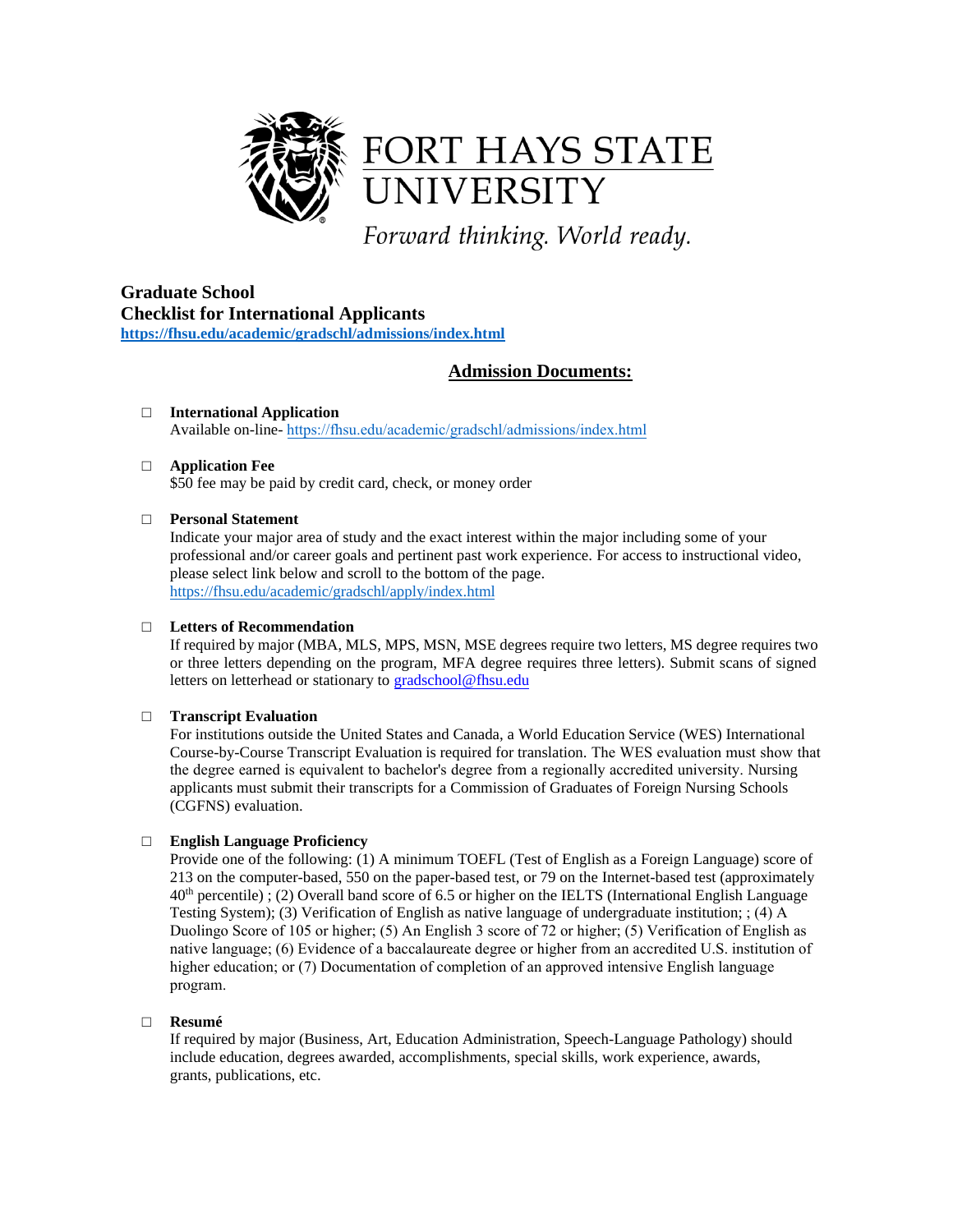FORT HAYS STATE UNIVERSITY

*Forward thinking. World ready.*

**Graduate School**
**Checklist for International Applicants**
**https://fhsu.edu/academic/gradschl/admissions/index.html**

## Admission Documents:

- ☐ **International Application**
  Available on-line- https://fhsu.edu/academic/gradschl/admissions/index.html

- ☐ **Application Fee**
  $50 fee may be paid by credit card, check, or money order

- ☐ **Personal Statement**
  Indicate your major area of study and the exact interest within the major including some of your professional and/or career goals and pertinent past work experience. For access to instructional video, please select link below and scroll to the bottom of the page.
  https://fhsu.edu/academic/gradschl/apply/index.html

- ☐ **Letters of Recommendation**
  If required by major (MBA, MLS, MPS, MSN, MSE degrees require two letters, MS degree requires two or three letters depending on the program, MFA degree requires three letters). Submit scans of signed letters on letterhead or stationary to gradschool@fhsu.edu

- ☐ **Transcript Evaluation**
  For institutions outside the United States and Canada, a World Education Service (WES) International Course-by-Course Transcript Evaluation is required for translation. The WES evaluation must show that the degree earned is equivalent to bachelor's degree from a regionally accredited university. Nursing applicants must submit their transcripts for a Commission of Graduates of Foreign Nursing Schools (CGFNS) evaluation.

- ☐ **English Language Proficiency**
  Provide one of the following: (1) A minimum TOEFL (Test of English as a Foreign Language) score of 213 on the computer-based, 550 on the paper-based test, or 79 on the Internet-based test (approximately 40th percentile) ; (2) Overall band score of 6.5 or higher on the IELTS (International English Language Testing System); (3) Verification of English as native language of undergraduate institution; ; (4) A Duolingo Score of 105 or higher; (5) An English 3 score of 72 or higher; (5) Verification of English as native language; (6) Evidence of a baccalaureate degree or higher from an accredited U.S. institution of higher education; or (7) Documentation of completion of an approved intensive English language program.

- ☐ **Resumé**
  If required by major (Business, Art, Education Administration, Speech-Language Pathology) should include education, degrees awarded, accomplishments, special skills, work experience, awards, grants, publications, etc.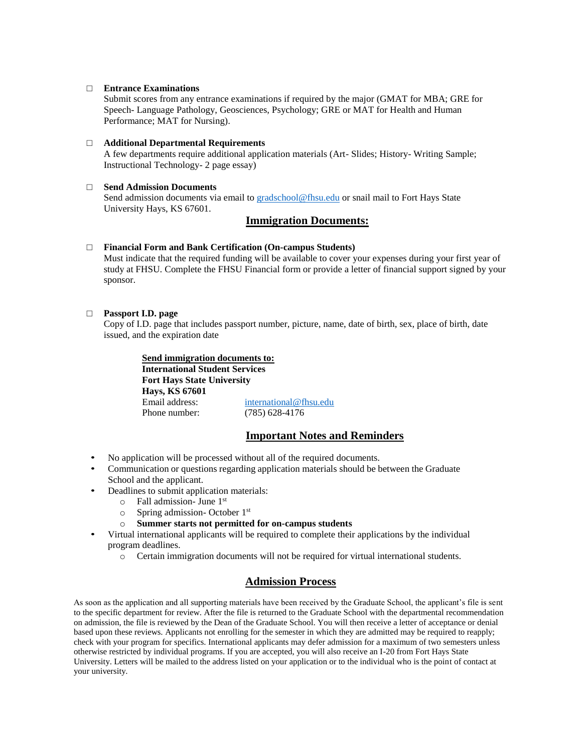- ☐ **Entrance Examinations**
  Submit scores from any entrance examinations if required by the major (GMAT for MBA; GRE for Speech- Language Pathology, Geosciences, Psychology; GRE or MAT for Health and Human Performance; MAT for Nursing).

- ☐ **Additional Departmental Requirements**
  A few departments require additional application materials (Art- Slides; History- Writing Sample; Instructional Technology- 2 page essay)

- ☐ **Send Admission Documents**
  Send admission documents via email to gradschool@fhsu.edu or snail mail to Fort Hays State University Hays, KS 67601.

## Immigration Documents:

- ☐ **Financial Form and Bank Certification (On-campus Students)**
  Must indicate that the required funding will be available to cover your expenses during your first year of study at FHSU. Complete the FHSU Financial form or provide a letter of financial support signed by your sponsor.

- ☐ **Passport I.D. page**
  Copy of I.D. page that includes passport number, picture, name, date of birth, sex, place of birth, date issued, and the expiration date

**Send immigration documents to:**
**International Student Services**
**Fort Hays State University**
**Hays, KS 67601**
Email address: international@fhsu.edu
Phone number: (785) 628-4176

## Important Notes and Reminders

- No application will be processed without all of the required documents.
- Communication or questions regarding application materials should be between the Graduate School and the applicant.
- Deadlines to submit application materials:
  - Fall admission- June 1st
  - Spring admission- October 1st
  - **Summer starts not permitted for on-campus students**
- Virtual international applicants will be required to complete their applications by the individual program deadlines.
  - Certain immigration documents will not be required for virtual international students.

## Admission Process

As soon as the application and all supporting materials have been received by the Graduate School, the applicant's file is sent to the specific department for review. After the file is returned to the Graduate School with the departmental recommendation on admission, the file is reviewed by the Dean of the Graduate School. You will then receive a letter of acceptance or denial based upon these reviews. Applicants not enrolling for the semester in which they are admitted may be required to reapply; check with your program for specifics. International applicants may defer admission for a maximum of two semesters unless otherwise restricted by individual programs. If you are accepted, you will also receive an I-20 from Fort Hays State University. Letters will be mailed to the address listed on your application or to the individual who is the point of contact at your university.